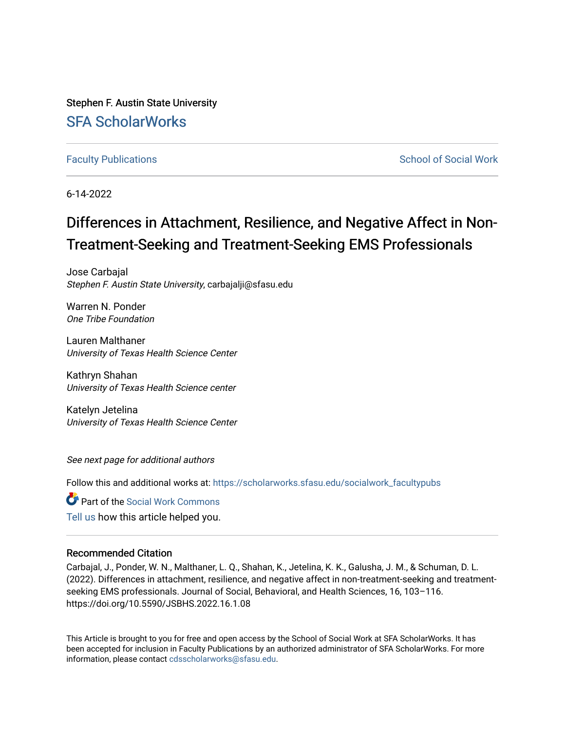Stephen F. Austin State University

# SFA ScholarWorks

Faculty Publications | School of Social Work

6-14-2022

# Differences in Attachment, Resilience, and Negative Affect in Non-Treatment-Seeking and Treatment-Seeking EMS Professionals

Jose Carbajal
*Stephen F. Austin State University*, carbajalji@sfasu.edu

Warren N. Ponder
*One Tribe Foundation*

Lauren Malthaner
*University of Texas Health Science Center*

Kathryn Shahan
*University of Texas Health Science center*

Katelyn Jetelina
*University of Texas Health Science Center*

*See next page for additional authors*

Follow this and additional works at: https://scholarworks.sfasu.edu/socialwork_facultypubs

Part of the Social Work Commons

Tell us how this article helped you.

## Recommended Citation

Carbajal, J., Ponder, W. N., Malthaner, L. Q., Shahan, K., Jetelina, K. K., Galusha, J. M., & Schuman, D. L. (2022). Differences in attachment, resilience, and negative affect in non-treatment-seeking and treatment-seeking EMS professionals. Journal of Social, Behavioral, and Health Sciences, 16, 103–116. https://doi.org/10.5590/JSBHS.2022.16.1.08

This Article is brought to you for free and open access by the School of Social Work at SFA ScholarWorks. It has been accepted for inclusion in Faculty Publications by an authorized administrator of SFA ScholarWorks. For more information, please contact cdsscholarworks@sfasu.edu.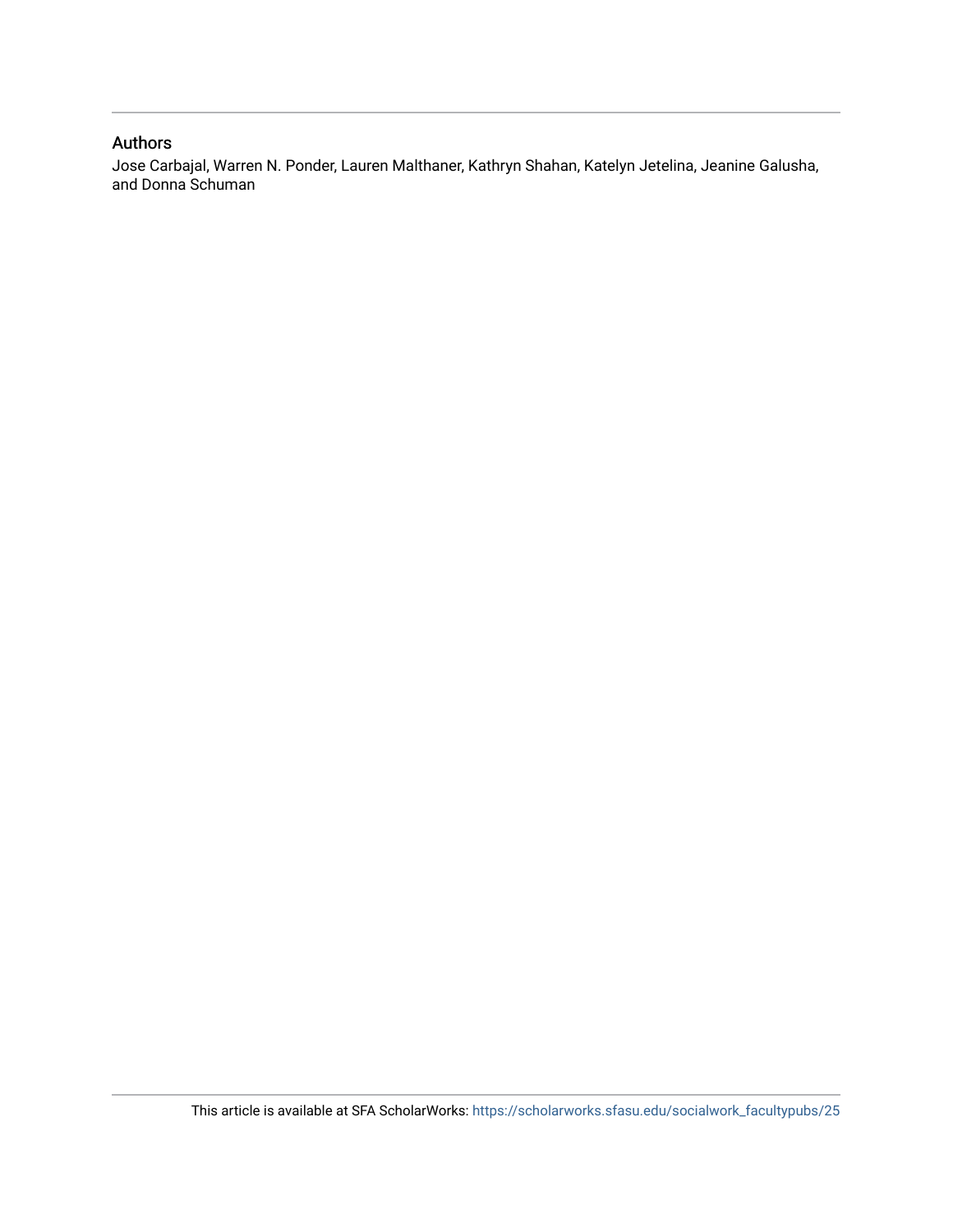## Authors

Jose Carbajal, Warren N. Ponder, Lauren Malthaner, Kathryn Shahan, Katelyn Jetelina, Jeanine Galusha, and Donna Schuman

This article is available at SFA ScholarWorks: https://scholarworks.sfasu.edu/socialwork_facultypubs/25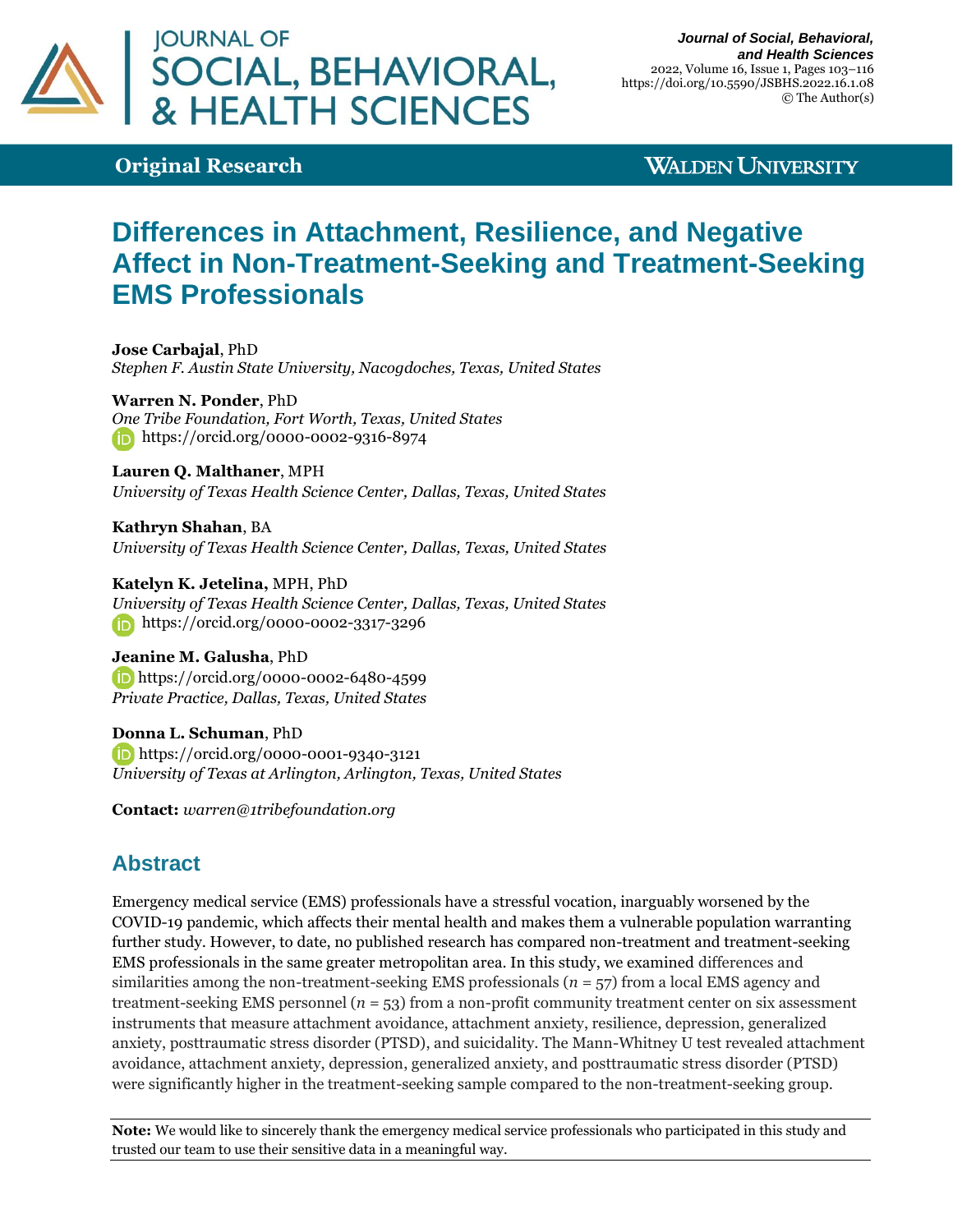Original Research

WALDEN UNIVERSITY

# Differences in Attachment, Resilience, and Negative Affect in Non-Treatment-Seeking and Treatment-Seeking EMS Professionals

**Jose Carbajal**, PhD
*Stephen F. Austin State University, Nacogdoches, Texas, United States*

**Warren N. Ponder**, PhD
*One Tribe Foundation, Fort Worth, Texas, United States*
https://orcid.org/0000-0002-9316-8974

**Lauren Q. Malthaner**, MPH
*University of Texas Health Science Center, Dallas, Texas, United States*

**Kathryn Shahan**, BA
*University of Texas Health Science Center, Dallas, Texas, United States*

**Katelyn K. Jetelina,** MPH, PhD
*University of Texas Health Science Center, Dallas, Texas, United States*
https://orcid.org/0000-0002-3317-3296

**Jeanine M. Galusha**, PhD
https://orcid.org/0000-0002-6480-4599
*Private Practice, Dallas, Texas, United States*

**Donna L. Schuman**, PhD
https://orcid.org/0000-0001-9340-3121
*University of Texas at Arlington, Arlington, Texas, United States*

**Contact:** *warren@1tribefoundation.org*

## Abstract

Emergency medical service (EMS) professionals have a stressful vocation, inarguably worsened by the COVID-19 pandemic, which affects their mental health and makes them a vulnerable population warranting further study. However, to date, no published research has compared non-treatment and treatment-seeking EMS professionals in the same greater metropolitan area. In this study, we examined differences and similarities among the non-treatment-seeking EMS professionals ($n$ = 57) from a local EMS agency and treatment-seeking EMS personnel ($n$ = 53) from a non-profit community treatment center on six assessment instruments that measure attachment avoidance, attachment anxiety, resilience, depression, generalized anxiety, posttraumatic stress disorder (PTSD), and suicidality. The Mann-Whitney U test revealed attachment avoidance, attachment anxiety, depression, generalized anxiety, and posttraumatic stress disorder (PTSD) were significantly higher in the treatment-seeking sample compared to the non-treatment-seeking group.

**Note:** We would like to sincerely thank the emergency medical service professionals who participated in this study and trusted our team to use their sensitive data in a meaningful way.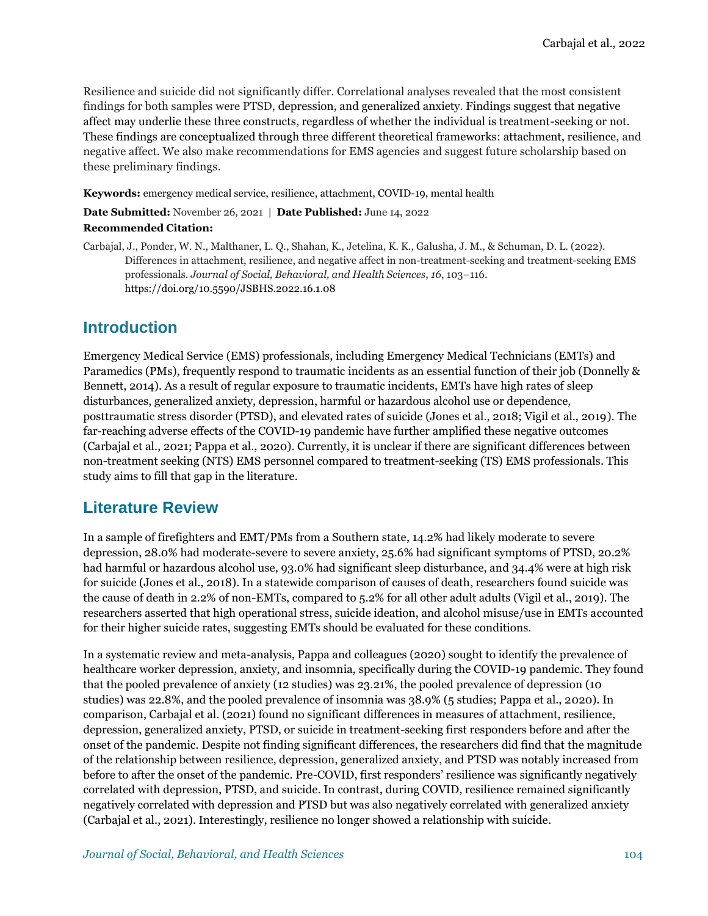Resilience and suicide did not significantly differ. Correlational analyses revealed that the most consistent findings for both samples were PTSD, depression, and generalized anxiety. Findings suggest that negative affect may underlie these three constructs, regardless of whether the individual is treatment-seeking or not. These findings are conceptualized through three different theoretical frameworks: attachment, resilience, and negative affect. We also make recommendations for EMS agencies and suggest future scholarship based on these preliminary findings.

**Keywords:** emergency medical service, resilience, attachment, COVID-19, mental health

**Date Submitted:** November 26, 2021 | **Date Published:** June 14, 2022

**Recommended Citation:**

Carbajal, J., Ponder, W. N., Malthaner, L. Q., Shahan, K., Jetelina, K. K., Galusha, J. M., & Schuman, D. L. (2022). Differences in attachment, resilience, and negative affect in non-treatment-seeking and treatment-seeking EMS professionals. *Journal of Social, Behavioral, and Health Sciences*, *16*, 103–116. https://doi.org/10.5590/JSBHS.2022.16.1.08

## Introduction

Emergency Medical Service (EMS) professionals, including Emergency Medical Technicians (EMTs) and Paramedics (PMs), frequently respond to traumatic incidents as an essential function of their job (Donnelly & Bennett, 2014). As a result of regular exposure to traumatic incidents, EMTs have high rates of sleep disturbances, generalized anxiety, depression, harmful or hazardous alcohol use or dependence, posttraumatic stress disorder (PTSD), and elevated rates of suicide (Jones et al., 2018; Vigil et al., 2019). The far-reaching adverse effects of the COVID-19 pandemic have further amplified these negative outcomes (Carbajal et al., 2021; Pappa et al., 2020). Currently, it is unclear if there are significant differences between non-treatment seeking (NTS) EMS personnel compared to treatment-seeking (TS) EMS professionals. This study aims to fill that gap in the literature.

## Literature Review

In a sample of firefighters and EMT/PMs from a Southern state, 14.2% had likely moderate to severe depression, 28.0% had moderate-severe to severe anxiety, 25.6% had significant symptoms of PTSD, 20.2% had harmful or hazardous alcohol use, 93.0% had significant sleep disturbance, and 34.4% were at high risk for suicide (Jones et al., 2018). In a statewide comparison of causes of death, researchers found suicide was the cause of death in 2.2% of non-EMTs, compared to 5.2% for all other adult adults (Vigil et al., 2019). The researchers asserted that high operational stress, suicide ideation, and alcohol misuse/use in EMTs accounted for their higher suicide rates, suggesting EMTs should be evaluated for these conditions.

In a systematic review and meta-analysis, Pappa and colleagues (2020) sought to identify the prevalence of healthcare worker depression, anxiety, and insomnia, specifically during the COVID-19 pandemic. They found that the pooled prevalence of anxiety (12 studies) was 23.21%, the pooled prevalence of depression (10 studies) was 22.8%, and the pooled prevalence of insomnia was 38.9% (5 studies; Pappa et al., 2020). In comparison, Carbajal et al. (2021) found no significant differences in measures of attachment, resilience, depression, generalized anxiety, PTSD, or suicide in treatment-seeking first responders before and after the onset of the pandemic. Despite not finding significant differences, the researchers did find that the magnitude of the relationship between resilience, depression, generalized anxiety, and PTSD was notably increased from before to after the onset of the pandemic. Pre-COVID, first responders' resilience was significantly negatively correlated with depression, PTSD, and suicide. In contrast, during COVID, resilience remained significantly negatively correlated with depression and PTSD but was also negatively correlated with generalized anxiety (Carbajal et al., 2021). Interestingly, resilience no longer showed a relationship with suicide.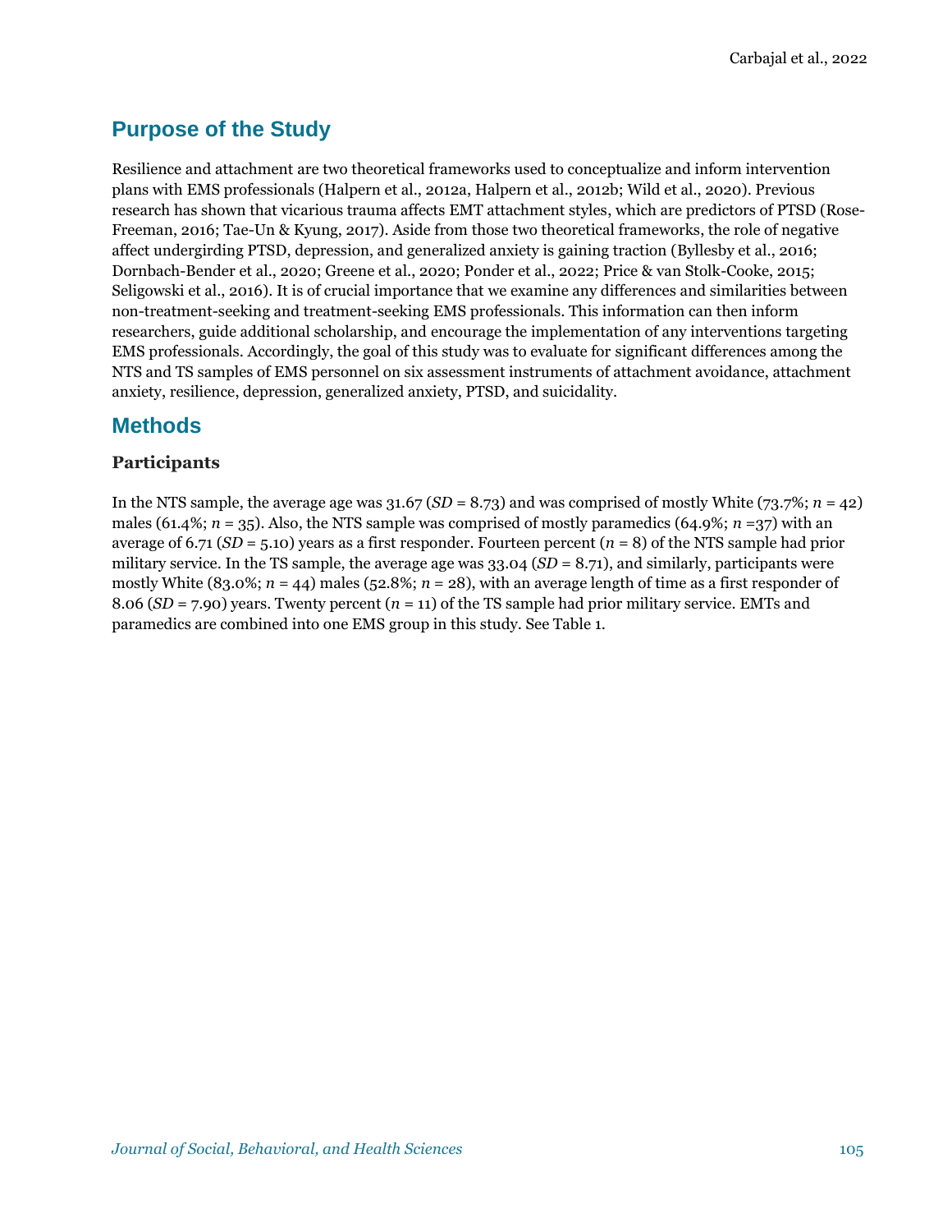## Purpose of the Study

Resilience and attachment are two theoretical frameworks used to conceptualize and inform intervention plans with EMS professionals (Halpern et al., 2012a, Halpern et al., 2012b; Wild et al., 2020). Previous research has shown that vicarious trauma affects EMT attachment styles, which are predictors of PTSD (Rose-Freeman, 2016; Tae-Un & Kyung, 2017). Aside from those two theoretical frameworks, the role of negative affect undergirding PTSD, depression, and generalized anxiety is gaining traction (Byllesby et al., 2016; Dornbach-Bender et al., 2020; Greene et al., 2020; Ponder et al., 2022; Price & van Stolk-Cooke, 2015; Seligowski et al., 2016). It is of crucial importance that we examine any differences and similarities between non-treatment-seeking and treatment-seeking EMS professionals. This information can then inform researchers, guide additional scholarship, and encourage the implementation of any interventions targeting EMS professionals. Accordingly, the goal of this study was to evaluate for significant differences among the NTS and TS samples of EMS personnel on six assessment instruments of attachment avoidance, attachment anxiety, resilience, depression, generalized anxiety, PTSD, and suicidality.

## Methods

### Participants

In the NTS sample, the average age was 31.67 (*SD* = 8.73) and was comprised of mostly White (73.7%; *n* = 42) males (61.4%; *n* = 35). Also, the NTS sample was comprised of mostly paramedics (64.9%; *n* =37) with an average of 6.71 (*SD* = 5.10) years as a first responder. Fourteen percent (*n* = 8) of the NTS sample had prior military service. In the TS sample, the average age was 33.04 (*SD* = 8.71), and similarly, participants were mostly White (83.0%; *n* = 44) males (52.8%; *n* = 28), with an average length of time as a first responder of 8.06 (*SD* = 7.90) years. Twenty percent (*n* = 11) of the TS sample had prior military service. EMTs and paramedics are combined into one EMS group in this study. See Table 1.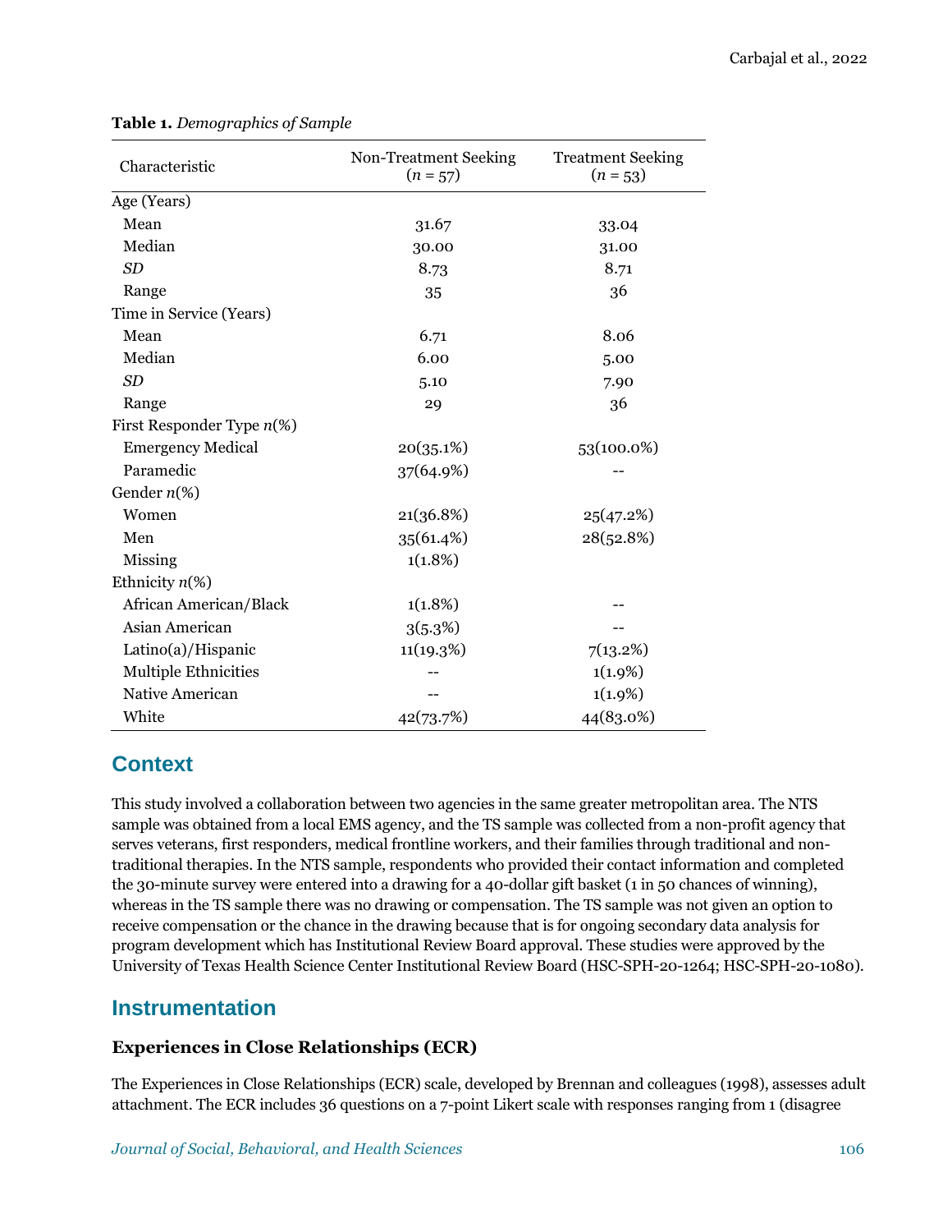**Table 1.** *Demographics of Sample*

| Characteristic | Non-Treatment Seeking ($n$ = 57) | Treatment Seeking ($n$ = 53) |
|---|---|---|
| Age (Years) | | |
| Mean | 31.67 | 33.04 |
| Median | 30.00 | 31.00 |
| *SD* | 8.73 | 8.71 |
| Range | 35 | 36 |
| Time in Service (Years) | | |
| Mean | 6.71 | 8.06 |
| Median | 6.00 | 5.00 |
| *SD* | 5.10 | 7.90 |
| Range | 29 | 36 |
| First Responder Type $n$(%) | | |
| Emergency Medical | 20(35.1%) | 53(100.0%) |
| Paramedic | 37(64.9%) | -- |
| Gender $n$(%) | | |
| Women | 21(36.8%) | 25(47.2%) |
| Men | 35(61.4%) | 28(52.8%) |
| Missing | 1(1.8%) | |
| Ethnicity $n$(%) | | |
| African American/Black | 1(1.8%) | -- |
| Asian American | 3(5.3%) | -- |
| Latino(a)/Hispanic | 11(19.3%) | 7(13.2%) |
| Multiple Ethnicities | -- | 1(1.9%) |
| Native American | -- | 1(1.9%) |
| White | 42(73.7%) | 44(83.0%) |

## Context

This study involved a collaboration between two agencies in the same greater metropolitan area. The NTS sample was obtained from a local EMS agency, and the TS sample was collected from a non-profit agency that serves veterans, first responders, medical frontline workers, and their families through traditional and non-traditional therapies. In the NTS sample, respondents who provided their contact information and completed the 30-minute survey were entered into a drawing for a 40-dollar gift basket (1 in 50 chances of winning), whereas in the TS sample there was no drawing or compensation. The TS sample was not given an option to receive compensation or the chance in the drawing because that is for ongoing secondary data analysis for program development which has Institutional Review Board approval. These studies were approved by the University of Texas Health Science Center Institutional Review Board (HSC-SPH-20-1264; HSC-SPH-20-1080).

## Instrumentation

### Experiences in Close Relationships (ECR)

The Experiences in Close Relationships (ECR) scale, developed by Brennan and colleagues (1998), assesses adult attachment. The ECR includes 36 questions on a 7-point Likert scale with responses ranging from 1 (disagree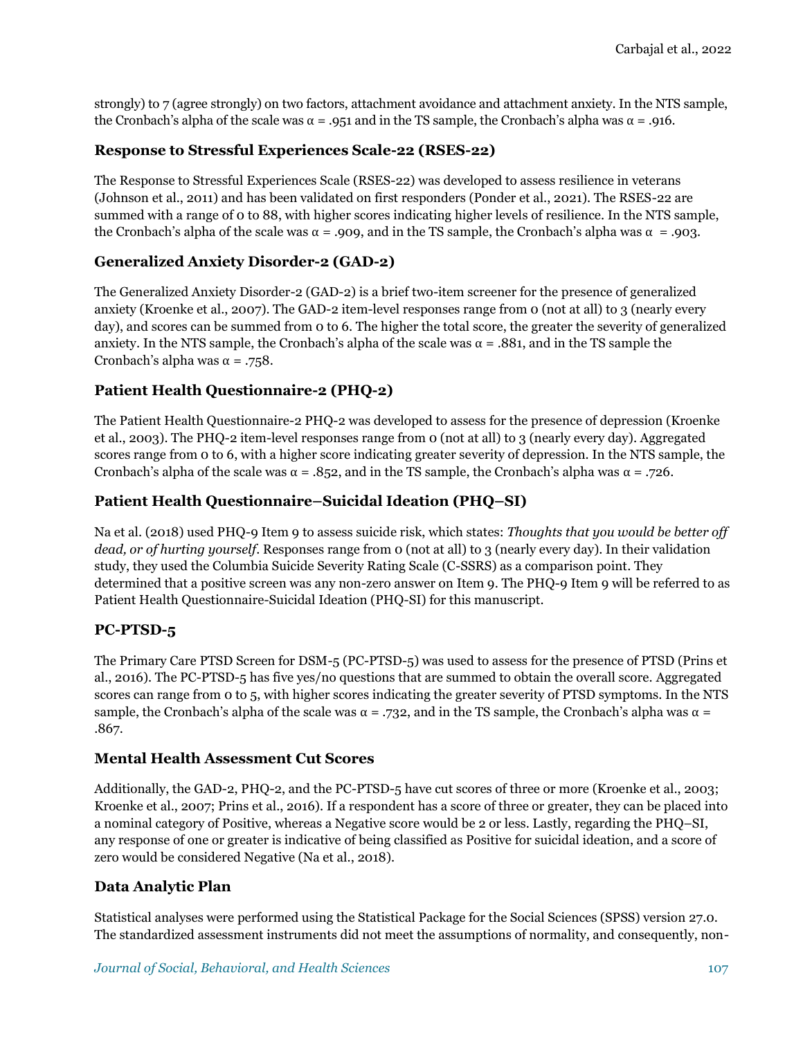strongly) to 7 (agree strongly) on two factors, attachment avoidance and attachment anxiety. In the NTS sample, the Cronbach's alpha of the scale was α = .951 and in the TS sample, the Cronbach's alpha was α = .916.

### Response to Stressful Experiences Scale-22 (RSES-22)

The Response to Stressful Experiences Scale (RSES-22) was developed to assess resilience in veterans (Johnson et al., 2011) and has been validated on first responders (Ponder et al., 2021). The RSES-22 are summed with a range of 0 to 88, with higher scores indicating higher levels of resilience. In the NTS sample, the Cronbach's alpha of the scale was α = .909, and in the TS sample, the Cronbach's alpha was α = .903.

### Generalized Anxiety Disorder-2 (GAD-2)

The Generalized Anxiety Disorder-2 (GAD-2) is a brief two-item screener for the presence of generalized anxiety (Kroenke et al., 2007). The GAD-2 item-level responses range from 0 (not at all) to 3 (nearly every day), and scores can be summed from 0 to 6. The higher the total score, the greater the severity of generalized anxiety. In the NTS sample, the Cronbach's alpha of the scale was α = .881, and in the TS sample the Cronbach's alpha was α = .758.

### Patient Health Questionnaire-2 (PHQ-2)

The Patient Health Questionnaire-2 PHQ-2 was developed to assess for the presence of depression (Kroenke et al., 2003). The PHQ-2 item-level responses range from 0 (not at all) to 3 (nearly every day). Aggregated scores range from 0 to 6, with a higher score indicating greater severity of depression. In the NTS sample, the Cronbach's alpha of the scale was α = .852, and in the TS sample, the Cronbach's alpha was α = .726.

### Patient Health Questionnaire–Suicidal Ideation (PHQ–SI)

Na et al. (2018) used PHQ-9 Item 9 to assess suicide risk, which states: *Thoughts that you would be better off dead, or of hurting yourself*. Responses range from 0 (not at all) to 3 (nearly every day). In their validation study, they used the Columbia Suicide Severity Rating Scale (C-SSRS) as a comparison point. They determined that a positive screen was any non-zero answer on Item 9. The PHQ-9 Item 9 will be referred to as Patient Health Questionnaire-Suicidal Ideation (PHQ-SI) for this manuscript.

### PC-PTSD-5

The Primary Care PTSD Screen for DSM-5 (PC-PTSD-5) was used to assess for the presence of PTSD (Prins et al., 2016). The PC-PTSD-5 has five yes/no questions that are summed to obtain the overall score. Aggregated scores can range from 0 to 5, with higher scores indicating the greater severity of PTSD symptoms. In the NTS sample, the Cronbach's alpha of the scale was α = .732, and in the TS sample, the Cronbach's alpha was α = .867.

### Mental Health Assessment Cut Scores

Additionally, the GAD-2, PHQ-2, and the PC-PTSD-5 have cut scores of three or more (Kroenke et al., 2003; Kroenke et al., 2007; Prins et al., 2016). If a respondent has a score of three or greater, they can be placed into a nominal category of Positive, whereas a Negative score would be 2 or less. Lastly, regarding the PHQ–SI, any response of one or greater is indicative of being classified as Positive for suicidal ideation, and a score of zero would be considered Negative (Na et al., 2018).

### Data Analytic Plan

Statistical analyses were performed using the Statistical Package for the Social Sciences (SPSS) version 27.0. The standardized assessment instruments did not meet the assumptions of normality, and consequently, non-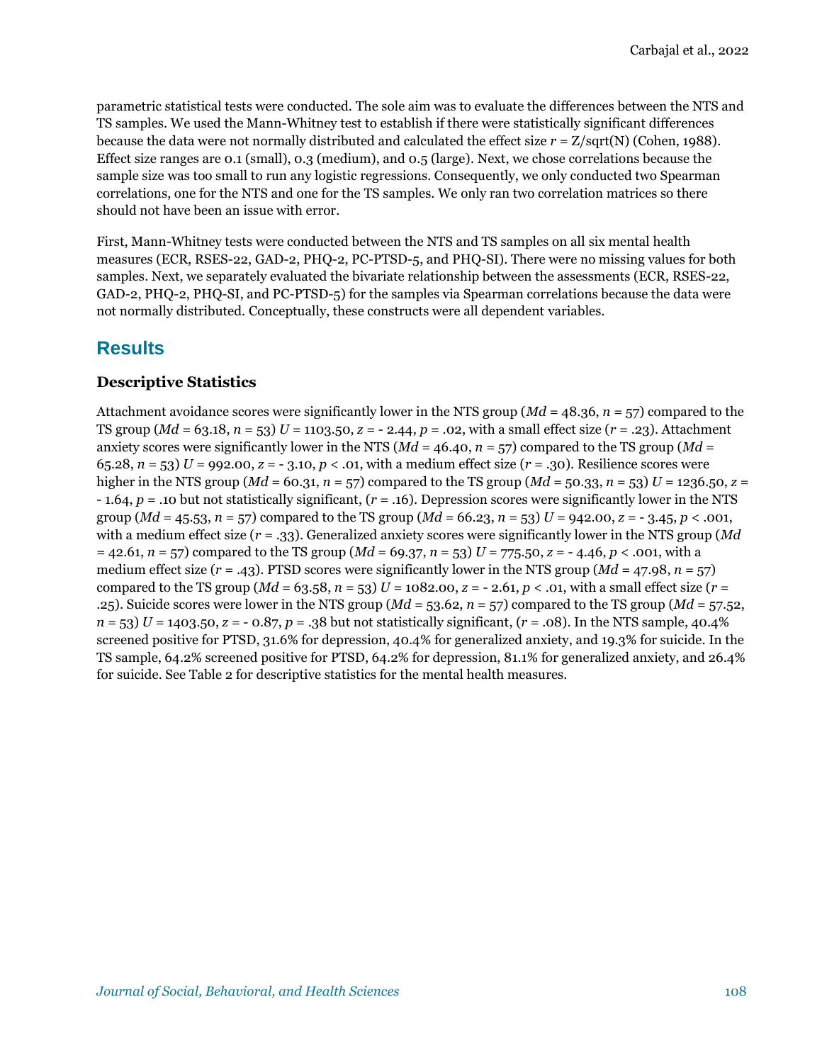parametric statistical tests were conducted. The sole aim was to evaluate the differences between the NTS and TS samples. We used the Mann-Whitney test to establish if there were statistically significant differences because the data were not normally distributed and calculated the effect size $r = Z/\text{sqrt}(N)$ (Cohen, 1988). Effect size ranges are 0.1 (small), 0.3 (medium), and 0.5 (large). Next, we chose correlations because the sample size was too small to run any logistic regressions. Consequently, we only conducted two Spearman correlations, one for the NTS and one for the TS samples. We only ran two correlation matrices so there should not have been an issue with error.

First, Mann-Whitney tests were conducted between the NTS and TS samples on all six mental health measures (ECR, RSES-22, GAD-2, PHQ-2, PC-PTSD-5, and PHQ-SI). There were no missing values for both samples. Next, we separately evaluated the bivariate relationship between the assessments (ECR, RSES-22, GAD-2, PHQ-2, PHQ-SI, and PC-PTSD-5) for the samples via Spearman correlations because the data were not normally distributed. Conceptually, these constructs were all dependent variables.

## Results

### Descriptive Statistics

Attachment avoidance scores were significantly lower in the NTS group ($Md = 48.36$, $n = 57$) compared to the TS group ($Md = 63.18$, $n = 53$) $U = 1103.50$, $z = -2.44$, $p = .02$, with a small effect size ($r = .23$). Attachment anxiety scores were significantly lower in the NTS ($Md = 46.40$, $n = 57$) compared to the TS group ($Md = 65.28$, $n = 53$) $U = 992.00$, $z = -3.10$, $p < .01$, with a medium effect size ($r = .30$). Resilience scores were higher in the NTS group ($Md = 60.31$, $n = 57$) compared to the TS group ($Md = 50.33$, $n = 53$) $U = 1236.50$, $z = -1.64$, $p = .10$ but not statistically significant, ($r = .16$). Depression scores were significantly lower in the NTS group ($Md = 45.53$, $n = 57$) compared to the TS group ($Md = 66.23$, $n = 53$) $U = 942.00$, $z = -3.45$, $p < .001$, with a medium effect size ($r = .33$). Generalized anxiety scores were significantly lower in the NTS group ($Md = 42.61$, $n = 57$) compared to the TS group ($Md = 69.37$, $n = 53$) $U = 775.50$, $z = -4.46$, $p < .001$, with a medium effect size ($r = .43$). PTSD scores were significantly lower in the NTS group ($Md = 47.98$, $n = 57$) compared to the TS group ($Md = 63.58$, $n = 53$) $U = 1082.00$, $z = -2.61$, $p < .01$, with a small effect size ($r = .25$). Suicide scores were lower in the NTS group ($Md = 53.62$, $n = 57$) compared to the TS group ($Md = 57.52$, $n = 53$) $U = 1403.50$, $z = -0.87$, $p = .38$ but not statistically significant, ($r = .08$). In the NTS sample, 40.4% screened positive for PTSD, 31.6% for depression, 40.4% for generalized anxiety, and 19.3% for suicide. In the TS sample, 64.2% screened positive for PTSD, 64.2% for depression, 81.1% for generalized anxiety, and 26.4% for suicide. See Table 2 for descriptive statistics for the mental health measures.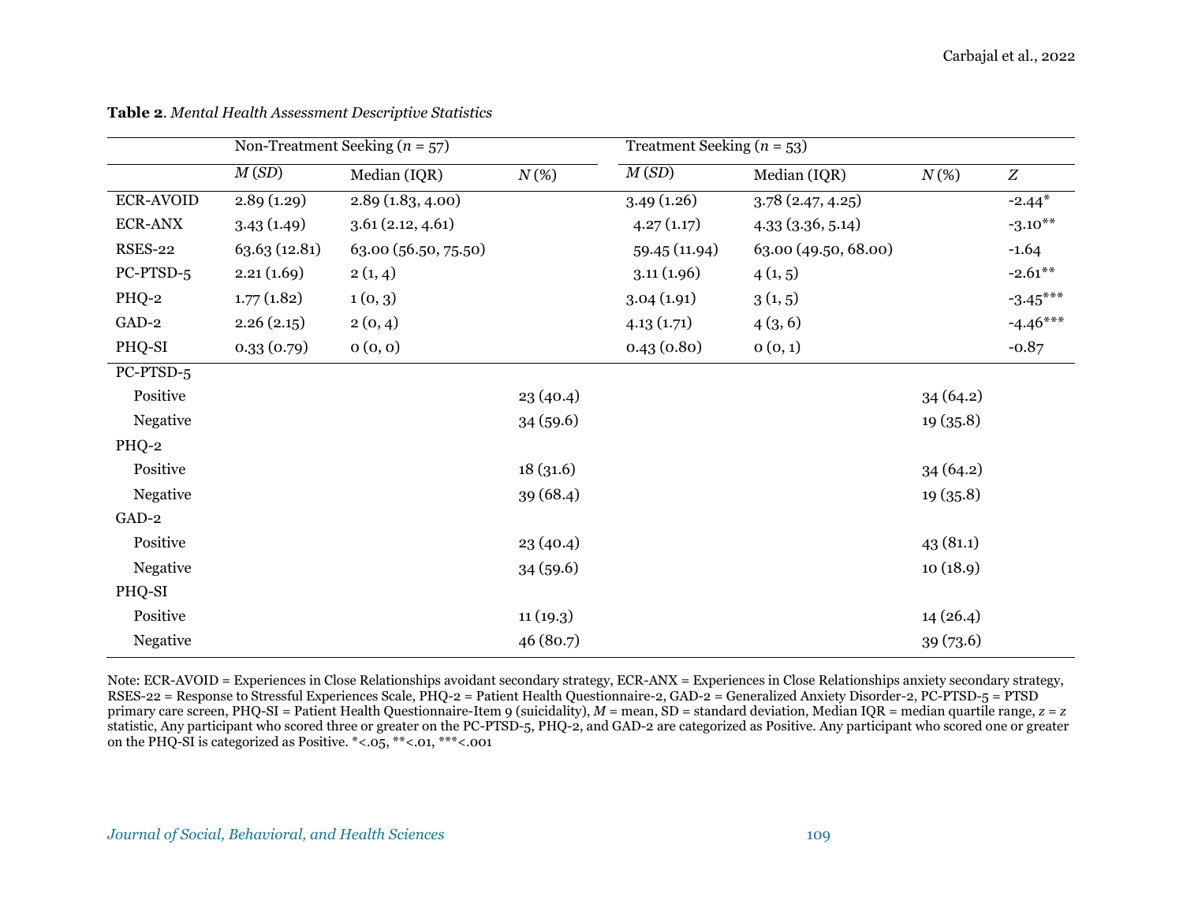**Table 2**. *Mental Health Assessment Descriptive Statistics*

| | Non-Treatment Seeking ($n$ = 57) | | | Treatment Seeking ($n$ = 53) | | | |
|---|---|---|---|---|---|---|---|
| | *M* (*SD*) | Median (IQR) | *N* (%) | *M* (*SD*) | Median (IQR) | *N* (%) | *Z* |
| ECR-AVOID | 2.89 (1.29) | 2.89 (1.83, 4.00) | | 3.49 (1.26) | 3.78 (2.47, 4.25) | | -2.44* |
| ECR-ANX | 3.43 (1.49) | 3.61 (2.12, 4.61) | | 4.27 (1.17) | 4.33 (3.36, 5.14) | | -3.10** |
| RSES-22 | 63.63 (12.81) | 63.00 (56.50, 75.50) | | 59.45 (11.94) | 63.00 (49.50, 68.00) | | -1.64 |
| PC-PTSD-5 | 2.21 (1.69) | 2 (1, 4) | | 3.11 (1.96) | 4 (1, 5) | | -2.61** |
| PHQ-2 | 1.77 (1.82) | 1 (0, 3) | | 3.04 (1.91) | 3 (1, 5) | | -3.45*** |
| GAD-2 | 2.26 (2.15) | 2 (0, 4) | | 4.13 (1.71) | 4 (3, 6) | | -4.46*** |
| PHQ-SI | 0.33 (0.79) | 0 (0, 0) | | 0.43 (0.80) | 0 (0, 1) | | -0.87 |
| PC-PTSD-5 | | | | | | | |
| Positive | | | 23 (40.4) | | | 34 (64.2) | |
| Negative | | | 34 (59.6) | | | 19 (35.8) | |
| PHQ-2 | | | | | | | |
| Positive | | | 18 (31.6) | | | 34 (64.2) | |
| Negative | | | 39 (68.4) | | | 19 (35.8) | |
| GAD-2 | | | | | | | |
| Positive | | | 23 (40.4) | | | 43 (81.1) | |
| Negative | | | 34 (59.6) | | | 10 (18.9) | |
| PHQ-SI | | | | | | | |
| Positive | | | 11 (19.3) | | | 14 (26.4) | |
| Negative | | | 46 (80.7) | | | 39 (73.6) | |

Note: ECR-AVOID = Experiences in Close Relationships avoidant secondary strategy, ECR-ANX = Experiences in Close Relationships anxiety secondary strategy, RSES-22 = Response to Stressful Experiences Scale, PHQ-2 = Patient Health Questionnaire-2, GAD-2 = Generalized Anxiety Disorder-2, PC-PTSD-5 = PTSD primary care screen, PHQ-SI = Patient Health Questionnaire-Item 9 (suicidality), *M* = mean, SD = standard deviation, Median IQR = median quartile range, *z* = *z* statistic, Any participant who scored three or greater on the PC-PTSD-5, PHQ-2, and GAD-2 are categorized as Positive. Any participant who scored one or greater on the PHQ-SI is categorized as Positive. *<.05, **<.01, ***<.001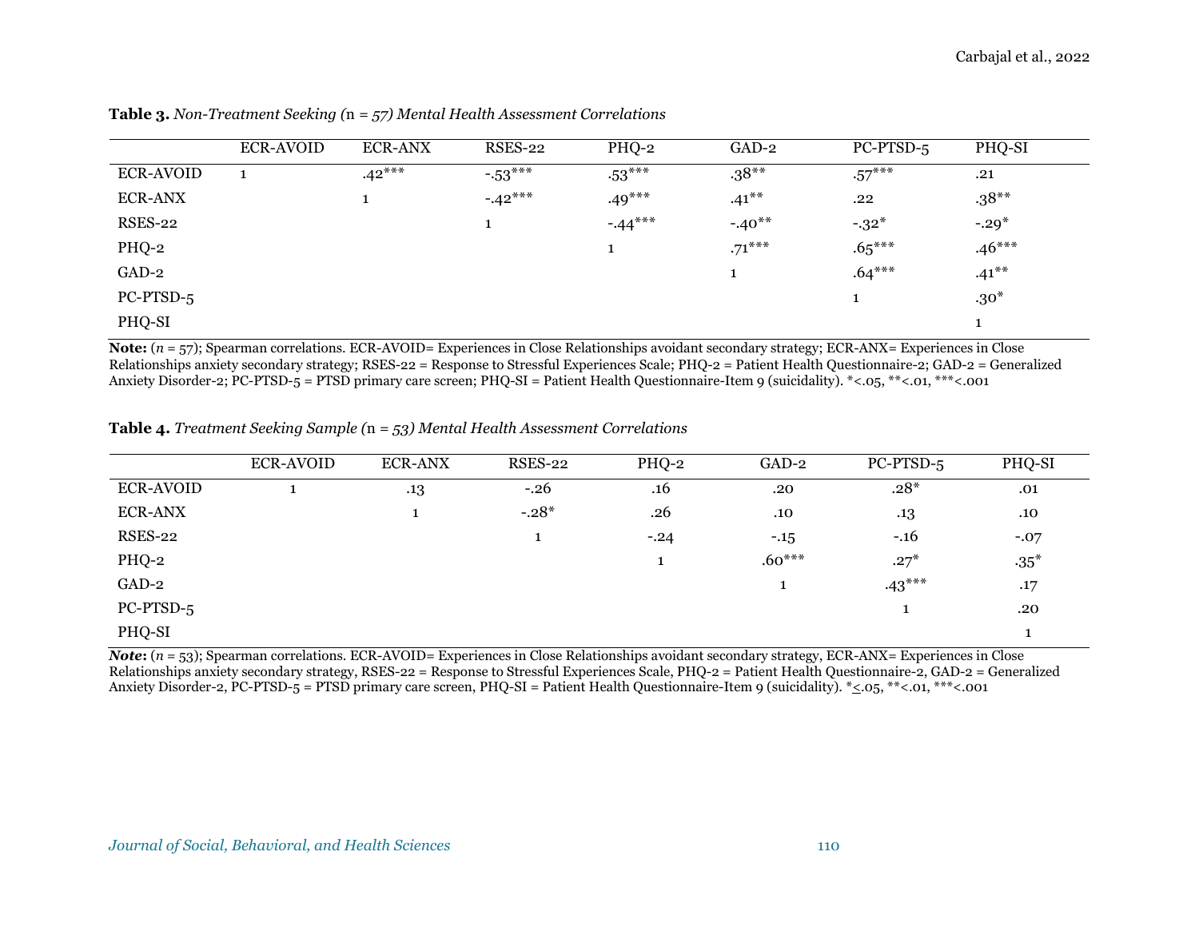**Table 3.** *Non-Treatment Seeking (*n *= 57) Mental Health Assessment Correlations*

| | ECR-AVOID | ECR-ANX | RSES-22 | PHQ-2 | GAD-2 | PC-PTSD-5 | PHQ-SI |
|---|---|---|---|---|---|---|---|
| ECR-AVOID | 1 | .42*** | -.53*** | .53*** | .38** | .57*** | .21 |
| ECR-ANX | | 1 | -.42*** | .49*** | .41** | .22 | .38** |
| RSES-22 | | | 1 | -.44*** | -.40** | -.32* | -.29* |
| PHQ-2 | | | | 1 | .71*** | .65*** | .46*** |
| GAD-2 | | | | | 1 | .64*** | .41** |
| PC-PTSD-5 | | | | | | 1 | .30* |
| PHQ-SI | | | | | | | 1 |

**Note:** (*n* = 57); Spearman correlations. ECR-AVOID= Experiences in Close Relationships avoidant secondary strategy; ECR-ANX= Experiences in Close Relationships anxiety secondary strategy; RSES-22 = Response to Stressful Experiences Scale; PHQ-2 = Patient Health Questionnaire-2; GAD-2 = Generalized Anxiety Disorder-2; PC-PTSD-5 = PTSD primary care screen; PHQ-SI = Patient Health Questionnaire-Item 9 (suicidality). *<.05, **<.01, ***<.001

**Table 4.** *Treatment Seeking Sample (*n *= 53) Mental Health Assessment Correlations*

| | ECR-AVOID | ECR-ANX | RSES-22 | PHQ-2 | GAD-2 | PC-PTSD-5 | PHQ-SI |
|---|---|---|---|---|---|---|---|
| ECR-AVOID | 1 | .13 | -.26 | .16 | .20 | .28* | .01 |
| ECR-ANX | | 1 | -.28* | .26 | .10 | .13 | .10 |
| RSES-22 | | | 1 | -.24 | -.15 | -.16 | -.07 |
| PHQ-2 | | | | 1 | .60*** | .27* | .35* |
| GAD-2 | | | | | 1 | .43*** | .17 |
| PC-PTSD-5 | | | | | | 1 | .20 |
| PHQ-SI | | | | | | | 1 |

***Note*****:** (*n* = 53); Spearman correlations. ECR-AVOID= Experiences in Close Relationships avoidant secondary strategy, ECR-ANX= Experiences in Close Relationships anxiety secondary strategy, RSES-22 = Response to Stressful Experiences Scale, PHQ-2 = Patient Health Questionnaire-2, GAD-2 = Generalized Anxiety Disorder-2, PC-PTSD-5 = PTSD primary care screen, PHQ-SI = Patient Health Questionnaire-Item 9 (suicidality). *≤.05, **<.01, ***<.001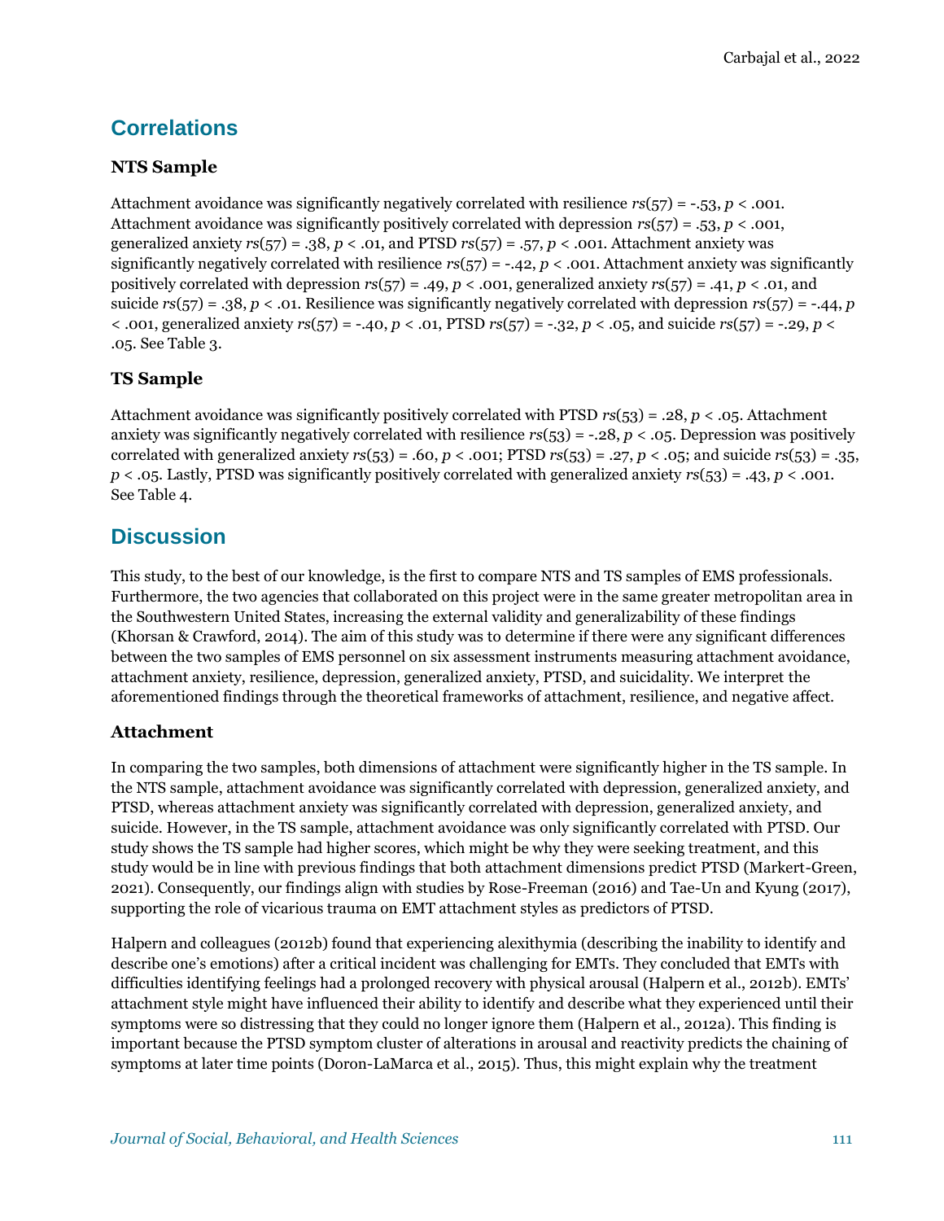## Correlations

### NTS Sample

Attachment avoidance was significantly negatively correlated with resilience $rs(57) = -.53$, $p < .001$. Attachment avoidance was significantly positively correlated with depression $rs(57) = .53$, $p < .001$, generalized anxiety $rs(57) = .38$, $p < .01$, and PTSD $rs(57) = .57$, $p < .001$. Attachment anxiety was significantly negatively correlated with resilience $rs(57) = -.42$, $p < .001$. Attachment anxiety was significantly positively correlated with depression $rs(57) = .49$, $p < .001$, generalized anxiety $rs(57) = .41$, $p < .01$, and suicide $rs(57) = .38$, $p < .01$. Resilience was significantly negatively correlated with depression $rs(57) = -.44$, $p < .001$, generalized anxiety $rs(57) = -.40$, $p < .01$, PTSD $rs(57) = -.32$, $p < .05$, and suicide $rs(57) = -.29$, $p < .05$. See Table 3.

### TS Sample

Attachment avoidance was significantly positively correlated with PTSD $rs(53) = .28$, $p < .05$. Attachment anxiety was significantly negatively correlated with resilience $rs(53) = -.28$, $p < .05$. Depression was positively correlated with generalized anxiety $rs(53) = .60$, $p < .001$; PTSD $rs(53) = .27$, $p < .05$; and suicide $rs(53) = .35$, $p < .05$. Lastly, PTSD was significantly positively correlated with generalized anxiety $rs(53) = .43$, $p < .001$. See Table 4.

## Discussion

This study, to the best of our knowledge, is the first to compare NTS and TS samples of EMS professionals. Furthermore, the two agencies that collaborated on this project were in the same greater metropolitan area in the Southwestern United States, increasing the external validity and generalizability of these findings (Khorsan & Crawford, 2014). The aim of this study was to determine if there were any significant differences between the two samples of EMS personnel on six assessment instruments measuring attachment avoidance, attachment anxiety, resilience, depression, generalized anxiety, PTSD, and suicidality. We interpret the aforementioned findings through the theoretical frameworks of attachment, resilience, and negative affect.

### Attachment

In comparing the two samples, both dimensions of attachment were significantly higher in the TS sample. In the NTS sample, attachment avoidance was significantly correlated with depression, generalized anxiety, and PTSD, whereas attachment anxiety was significantly correlated with depression, generalized anxiety, and suicide. However, in the TS sample, attachment avoidance was only significantly correlated with PTSD. Our study shows the TS sample had higher scores, which might be why they were seeking treatment, and this study would be in line with previous findings that both attachment dimensions predict PTSD (Markert-Green, 2021). Consequently, our findings align with studies by Rose-Freeman (2016) and Tae-Un and Kyung (2017), supporting the role of vicarious trauma on EMT attachment styles as predictors of PTSD.

Halpern and colleagues (2012b) found that experiencing alexithymia (describing the inability to identify and describe one's emotions) after a critical incident was challenging for EMTs. They concluded that EMTs with difficulties identifying feelings had a prolonged recovery with physical arousal (Halpern et al., 2012b). EMTs' attachment style might have influenced their ability to identify and describe what they experienced until their symptoms were so distressing that they could no longer ignore them (Halpern et al., 2012a). This finding is important because the PTSD symptom cluster of alterations in arousal and reactivity predicts the chaining of symptoms at later time points (Doron-LaMarca et al., 2015). Thus, this might explain why the treatment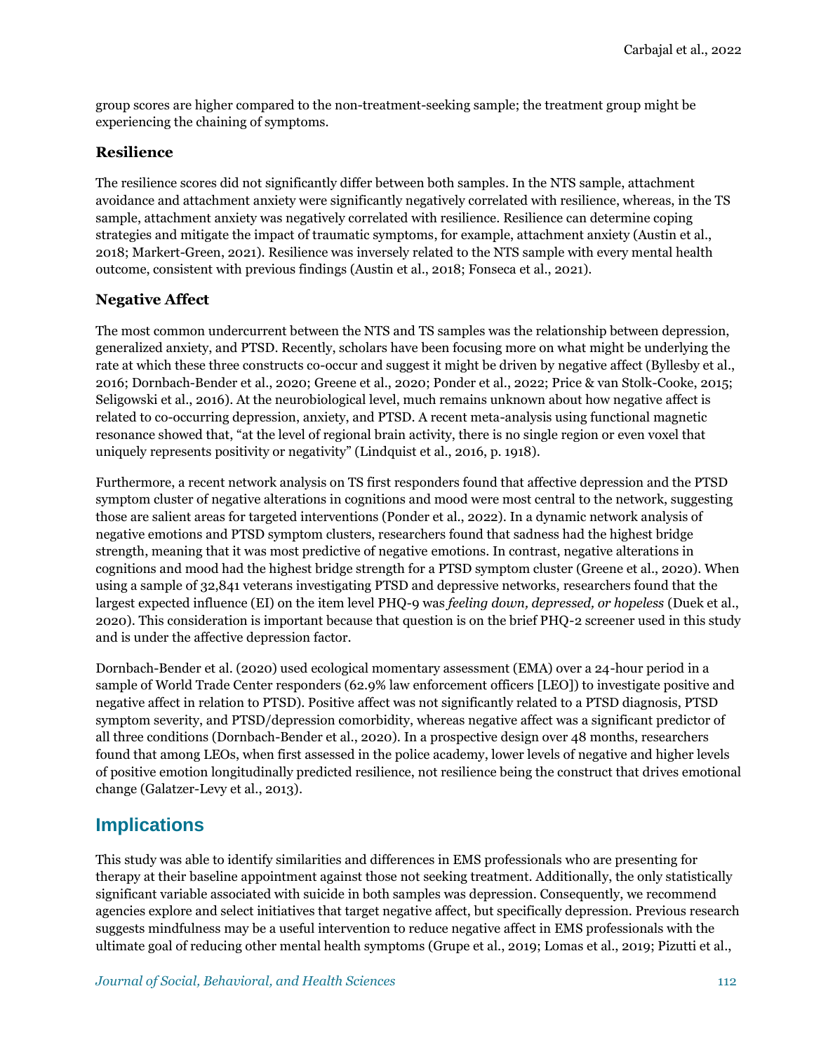group scores are higher compared to the non-treatment-seeking sample; the treatment group might be experiencing the chaining of symptoms.

### Resilience

The resilience scores did not significantly differ between both samples. In the NTS sample, attachment avoidance and attachment anxiety were significantly negatively correlated with resilience, whereas, in the TS sample, attachment anxiety was negatively correlated with resilience. Resilience can determine coping strategies and mitigate the impact of traumatic symptoms, for example, attachment anxiety (Austin et al., 2018; Markert-Green, 2021). Resilience was inversely related to the NTS sample with every mental health outcome, consistent with previous findings (Austin et al., 2018; Fonseca et al., 2021).

### Negative Affect

The most common undercurrent between the NTS and TS samples was the relationship between depression, generalized anxiety, and PTSD. Recently, scholars have been focusing more on what might be underlying the rate at which these three constructs co-occur and suggest it might be driven by negative affect (Byllesby et al., 2016; Dornbach-Bender et al., 2020; Greene et al., 2020; Ponder et al., 2022; Price & van Stolk-Cooke, 2015; Seligowski et al., 2016). At the neurobiological level, much remains unknown about how negative affect is related to co-occurring depression, anxiety, and PTSD. A recent meta-analysis using functional magnetic resonance showed that, "at the level of regional brain activity, there is no single region or even voxel that uniquely represents positivity or negativity" (Lindquist et al., 2016, p. 1918).

Furthermore, a recent network analysis on TS first responders found that affective depression and the PTSD symptom cluster of negative alterations in cognitions and mood were most central to the network, suggesting those are salient areas for targeted interventions (Ponder et al., 2022). In a dynamic network analysis of negative emotions and PTSD symptom clusters, researchers found that sadness had the highest bridge strength, meaning that it was most predictive of negative emotions. In contrast, negative alterations in cognitions and mood had the highest bridge strength for a PTSD symptom cluster (Greene et al., 2020). When using a sample of 32,841 veterans investigating PTSD and depressive networks, researchers found that the largest expected influence (EI) on the item level PHQ-9 was *feeling down, depressed, or hopeless* (Duek et al., 2020). This consideration is important because that question is on the brief PHQ-2 screener used in this study and is under the affective depression factor.

Dornbach-Bender et al. (2020) used ecological momentary assessment (EMA) over a 24-hour period in a sample of World Trade Center responders (62.9% law enforcement officers [LEO]) to investigate positive and negative affect in relation to PTSD). Positive affect was not significantly related to a PTSD diagnosis, PTSD symptom severity, and PTSD/depression comorbidity, whereas negative affect was a significant predictor of all three conditions (Dornbach-Bender et al., 2020). In a prospective design over 48 months, researchers found that among LEOs, when first assessed in the police academy, lower levels of negative and higher levels of positive emotion longitudinally predicted resilience, not resilience being the construct that drives emotional change (Galatzer-Levy et al., 2013).

## Implications

This study was able to identify similarities and differences in EMS professionals who are presenting for therapy at their baseline appointment against those not seeking treatment. Additionally, the only statistically significant variable associated with suicide in both samples was depression. Consequently, we recommend agencies explore and select initiatives that target negative affect, but specifically depression. Previous research suggests mindfulness may be a useful intervention to reduce negative affect in EMS professionals with the ultimate goal of reducing other mental health symptoms (Grupe et al., 2019; Lomas et al., 2019; Pizutti et al.,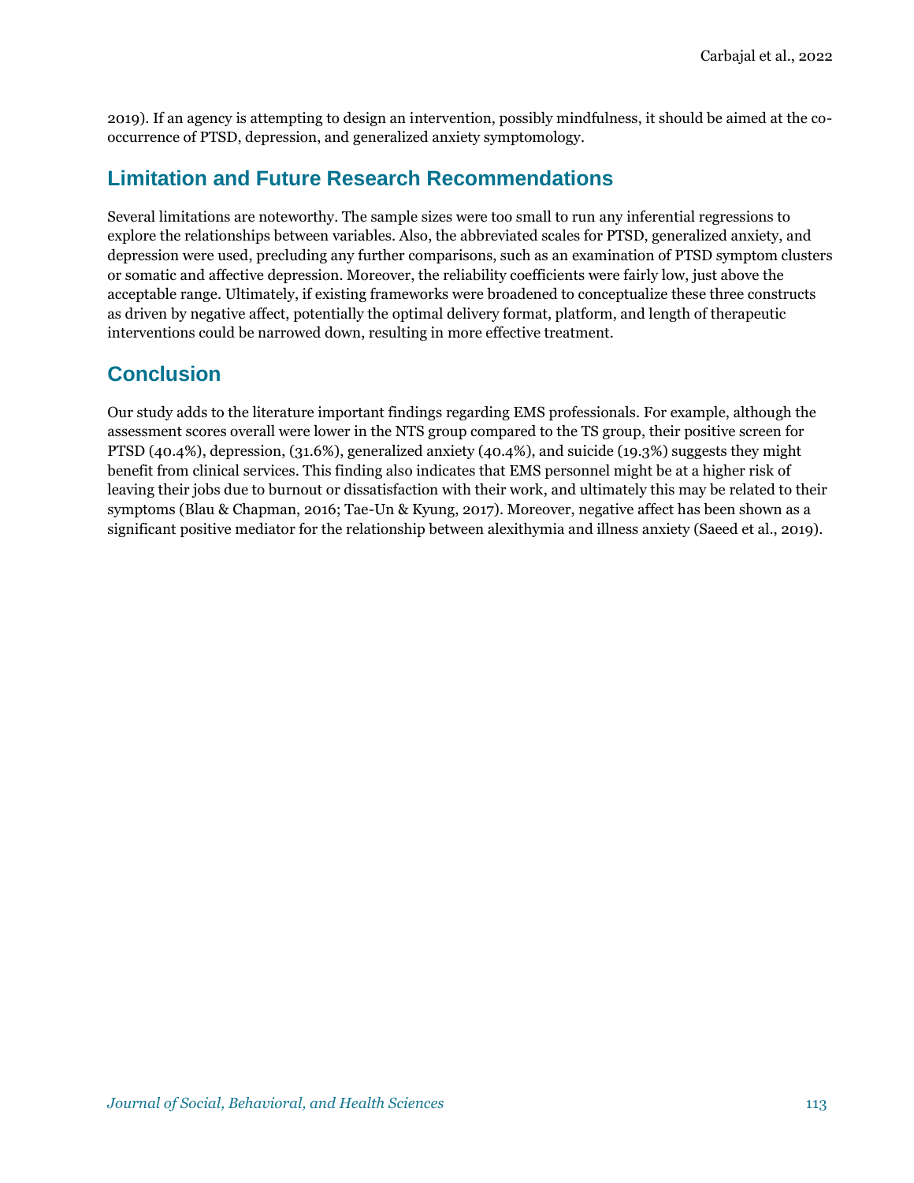2019). If an agency is attempting to design an intervention, possibly mindfulness, it should be aimed at the co-occurrence of PTSD, depression, and generalized anxiety symptomology.

## Limitation and Future Research Recommendations

Several limitations are noteworthy. The sample sizes were too small to run any inferential regressions to explore the relationships between variables. Also, the abbreviated scales for PTSD, generalized anxiety, and depression were used, precluding any further comparisons, such as an examination of PTSD symptom clusters or somatic and affective depression. Moreover, the reliability coefficients were fairly low, just above the acceptable range. Ultimately, if existing frameworks were broadened to conceptualize these three constructs as driven by negative affect, potentially the optimal delivery format, platform, and length of therapeutic interventions could be narrowed down, resulting in more effective treatment.

## Conclusion

Our study adds to the literature important findings regarding EMS professionals. For example, although the assessment scores overall were lower in the NTS group compared to the TS group, their positive screen for PTSD (40.4%), depression, (31.6%), generalized anxiety (40.4%), and suicide (19.3%) suggests they might benefit from clinical services. This finding also indicates that EMS personnel might be at a higher risk of leaving their jobs due to burnout or dissatisfaction with their work, and ultimately this may be related to their symptoms (Blau & Chapman, 2016; Tae-Un & Kyung, 2017). Moreover, negative affect has been shown as a significant positive mediator for the relationship between alexithymia and illness anxiety (Saeed et al., 2019).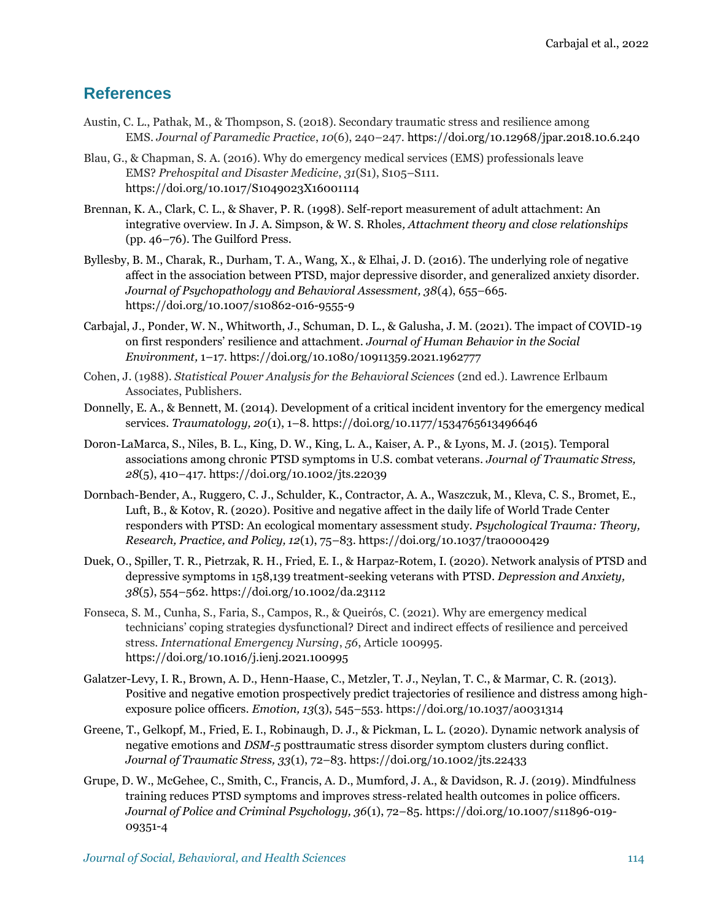## References

Austin, C. L., Pathak, M., & Thompson, S. (2018). Secondary traumatic stress and resilience among EMS. *Journal of Paramedic Practice*, *10*(6), 240–247. https://doi.org/10.12968/jpar.2018.10.6.240

Blau, G., & Chapman, S. A. (2016). Why do emergency medical services (EMS) professionals leave EMS? *Prehospital and Disaster Medicine*, *31*(S1), S105–S111. https://doi.org/10.1017/S1049023X16001114

Brennan, K. A., Clark, C. L., & Shaver, P. R. (1998). Self-report measurement of adult attachment: An integrative overview. In J. A. Simpson, & W. S. Rholes*, Attachment theory and close relationships* (pp. 46–76). The Guilford Press.

Byllesby, B. M., Charak, R., Durham, T. A., Wang, X., & Elhai, J. D. (2016). The underlying role of negative affect in the association between PTSD, major depressive disorder, and generalized anxiety disorder. *Journal of Psychopathology and Behavioral Assessment, 38*(4), 655–665. https://doi.org/10.1007/s10862-016-9555-9

Carbajal, J., Ponder, W. N., Whitworth, J., Schuman, D. L., & Galusha, J. M. (2021). The impact of COVID-19 on first responders' resilience and attachment. *Journal of Human Behavior in the Social Environment,* 1–17. https://doi.org/10.1080/10911359.2021.1962777

Cohen, J. (1988). *Statistical Power Analysis for the Behavioral Sciences* (2nd ed.). Lawrence Erlbaum Associates, Publishers.

Donnelly, E. A., & Bennett, M. (2014). Development of a critical incident inventory for the emergency medical services. *Traumatology, 20*(1), 1–8. https://doi.org/10.1177/1534765613496646

Doron-LaMarca, S., Niles, B. L., King, D. W., King, L. A., Kaiser, A. P., & Lyons, M. J. (2015). Temporal associations among chronic PTSD symptoms in U.S. combat veterans. *Journal of Traumatic Stress, 28*(5), 410–417. https://doi.org/10.1002/jts.22039

Dornbach-Bender, A., Ruggero, C. J., Schulder, K., Contractor, A. A., Waszczuk, M., Kleva, C. S., Bromet, E., Luft, B., & Kotov, R. (2020). Positive and negative affect in the daily life of World Trade Center responders with PTSD: An ecological momentary assessment study. *Psychological Trauma: Theory, Research, Practice, and Policy, 12*(1), 75–83. https://doi.org/10.1037/tra0000429

Duek, O., Spiller, T. R., Pietrzak, R. H., Fried, E. I., & Harpaz-Rotem, I. (2020). Network analysis of PTSD and depressive symptoms in 158,139 treatment-seeking veterans with PTSD. *Depression and Anxiety, 38*(5), 554–562. https://doi.org/10.1002/da.23112

Fonseca, S. M., Cunha, S., Faria, S., Campos, R., & Queirós, C. (2021). Why are emergency medical technicians' coping strategies dysfunctional? Direct and indirect effects of resilience and perceived stress. *International Emergency Nursing*, *56*, Article 100995. https://doi.org/10.1016/j.ienj.2021.100995

Galatzer-Levy, I. R., Brown, A. D., Henn-Haase, C., Metzler, T. J., Neylan, T. C., & Marmar, C. R. (2013). Positive and negative emotion prospectively predict trajectories of resilience and distress among high-exposure police officers. *Emotion, 13*(3), 545–553. https://doi.org/10.1037/a0031314

Greene, T., Gelkopf, M., Fried, E. I., Robinaugh, D. J., & Pickman, L. L. (2020). Dynamic network analysis of negative emotions and *DSM-5* posttraumatic stress disorder symptom clusters during conflict. *Journal of Traumatic Stress, 33*(1), 72–83. https://doi.org/10.1002/jts.22433

Grupe, D. W., McGehee, C., Smith, C., Francis, A. D., Mumford, J. A., & Davidson, R. J. (2019). Mindfulness training reduces PTSD symptoms and improves stress-related health outcomes in police officers. *Journal of Police and Criminal Psychology, 36*(1), 72–85. https://doi.org/10.1007/s11896-019-09351-4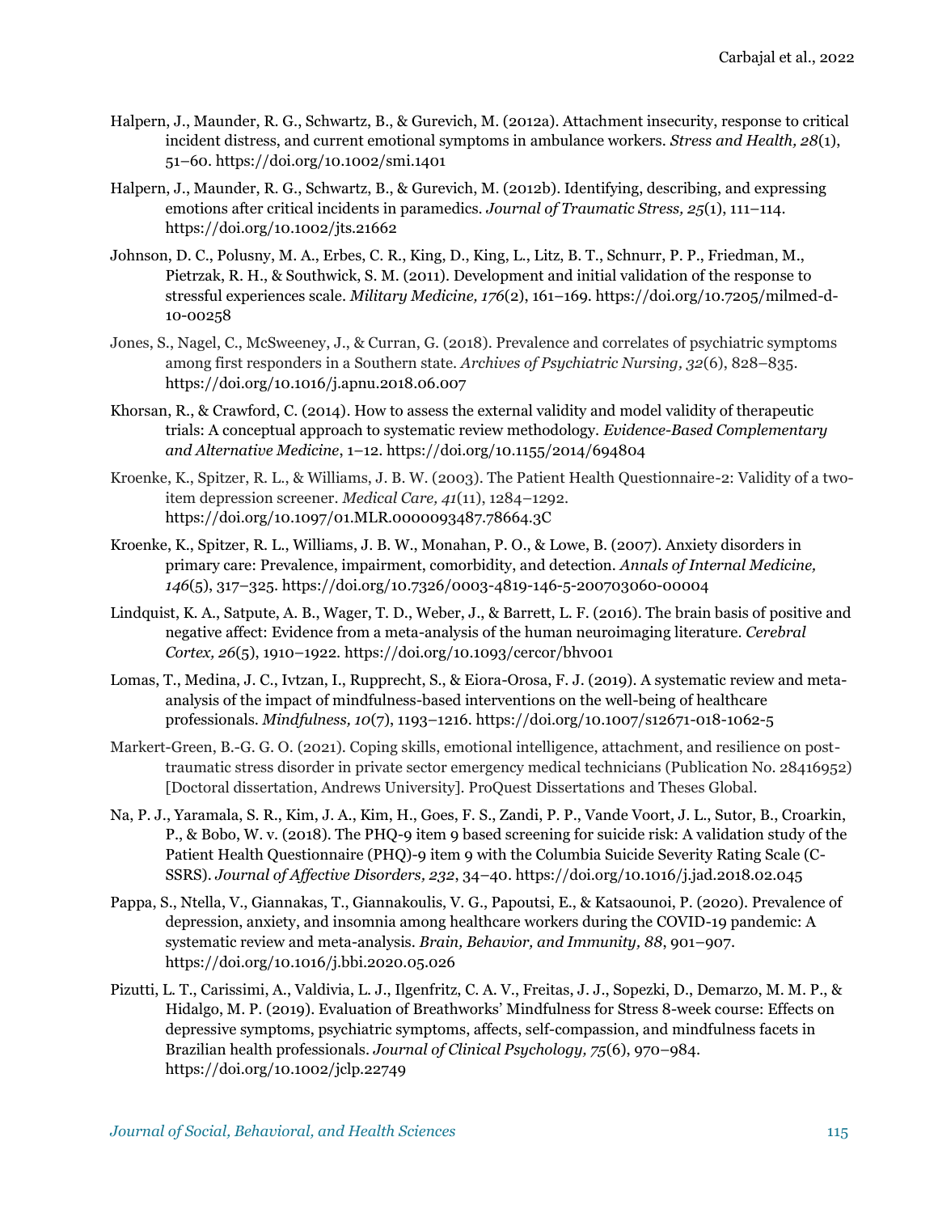Halpern, J., Maunder, R. G., Schwartz, B., & Gurevich, M. (2012a). Attachment insecurity, response to critical incident distress, and current emotional symptoms in ambulance workers. *Stress and Health, 28*(1), 51–60. https://doi.org/10.1002/smi.1401

Halpern, J., Maunder, R. G., Schwartz, B., & Gurevich, M. (2012b). Identifying, describing, and expressing emotions after critical incidents in paramedics. *Journal of Traumatic Stress, 25*(1), 111–114. https://doi.org/10.1002/jts.21662

Johnson, D. C., Polusny, M. A., Erbes, C. R., King, D., King, L., Litz, B. T., Schnurr, P. P., Friedman, M., Pietrzak, R. H., & Southwick, S. M. (2011). Development and initial validation of the response to stressful experiences scale. *Military Medicine, 176*(2), 161–169. https://doi.org/10.7205/milmed-d-10-00258

Jones, S., Nagel, C., McSweeney, J., & Curran, G. (2018). Prevalence and correlates of psychiatric symptoms among first responders in a Southern state. *Archives of Psychiatric Nursing, 32*(6), 828–835. https://doi.org/10.1016/j.apnu.2018.06.007

Khorsan, R., & Crawford, C. (2014). How to assess the external validity and model validity of therapeutic trials: A conceptual approach to systematic review methodology. *Evidence-Based Complementary and Alternative Medicine*, 1–12. https://doi.org/10.1155/2014/694804

Kroenke, K., Spitzer, R. L., & Williams, J. B. W. (2003). The Patient Health Questionnaire-2: Validity of a two-item depression screener. *Medical Care, 41*(11), 1284–1292. https://doi.org/10.1097/01.MLR.0000093487.78664.3C

Kroenke, K., Spitzer, R. L., Williams, J. B. W., Monahan, P. O., & Lowe, B. (2007). Anxiety disorders in primary care: Prevalence, impairment, comorbidity, and detection. *Annals of Internal Medicine, 146*(5), 317–325. https://doi.org/10.7326/0003-4819-146-5-200703060-00004

Lindquist, K. A., Satpute, A. B., Wager, T. D., Weber, J., & Barrett, L. F. (2016). The brain basis of positive and negative affect: Evidence from a meta-analysis of the human neuroimaging literature. *Cerebral Cortex, 26*(5), 1910–1922. https://doi.org/10.1093/cercor/bhv001

Lomas, T., Medina, J. C., Ivtzan, I., Rupprecht, S., & Eiora-Orosa, F. J. (2019). A systematic review and meta-analysis of the impact of mindfulness-based interventions on the well-being of healthcare professionals. *Mindfulness, 10*(7), 1193–1216. https://doi.org/10.1007/s12671-018-1062-5

Markert-Green, B.-G. G. O. (2021). Coping skills, emotional intelligence, attachment, and resilience on post-traumatic stress disorder in private sector emergency medical technicians (Publication No. 28416952) [Doctoral dissertation, Andrews University]. ProQuest Dissertations and Theses Global.

Na, P. J., Yaramala, S. R., Kim, J. A., Kim, H., Goes, F. S., Zandi, P. P., Vande Voort, J. L., Sutor, B., Croarkin, P., & Bobo, W. v. (2018). The PHQ-9 item 9 based screening for suicide risk: A validation study of the Patient Health Questionnaire (PHQ)-9 item 9 with the Columbia Suicide Severity Rating Scale (C-SSRS). *Journal of Affective Disorders, 232*, 34–40. https://doi.org/10.1016/j.jad.2018.02.045

Pappa, S., Ntella, V., Giannakas, T., Giannakoulis, V. G., Papoutsi, E., & Katsaounoi, P. (2020). Prevalence of depression, anxiety, and insomnia among healthcare workers during the COVID-19 pandemic: A systematic review and meta-analysis. *Brain, Behavior, and Immunity, 88*, 901–907. https://doi.org/10.1016/j.bbi.2020.05.026

Pizutti, L. T., Carissimi, A., Valdivia, L. J., Ilgenfritz, C. A. V., Freitas, J. J., Sopezki, D., Demarzo, M. M. P., & Hidalgo, M. P. (2019). Evaluation of Breathworks' Mindfulness for Stress 8-week course: Effects on depressive symptoms, psychiatric symptoms, affects, self-compassion, and mindfulness facets in Brazilian health professionals. *Journal of Clinical Psychology, 75*(6), 970–984. https://doi.org/10.1002/jclp.22749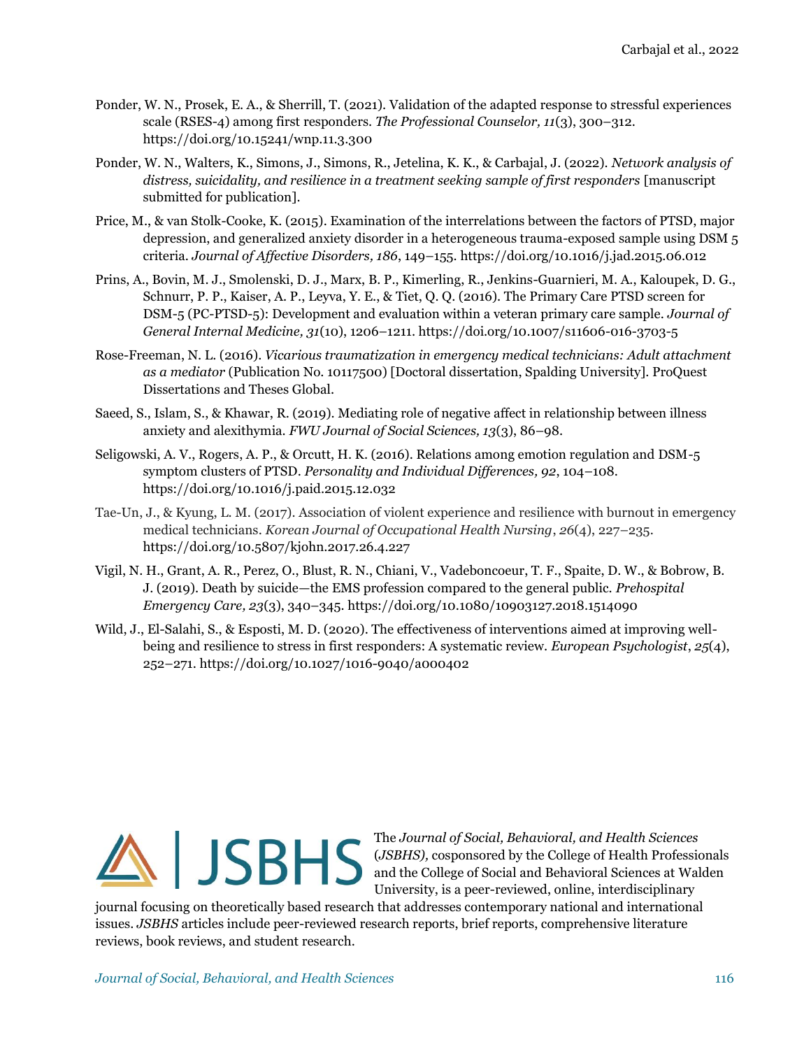Ponder, W. N., Prosek, E. A., & Sherrill, T. (2021). Validation of the adapted response to stressful experiences scale (RSES-4) among first responders. *The Professional Counselor, 11*(3), 300–312. https://doi.org/10.15241/wnp.11.3.300

Ponder, W. N., Walters, K., Simons, J., Simons, R., Jetelina, K. K., & Carbajal, J. (2022). *Network analysis of distress, suicidality, and resilience in a treatment seeking sample of first responders* [manuscript submitted for publication].

Price, M., & van Stolk-Cooke, K. (2015). Examination of the interrelations between the factors of PTSD, major depression, and generalized anxiety disorder in a heterogeneous trauma-exposed sample using DSM 5 criteria. *Journal of Affective Disorders, 186*, 149–155. https://doi.org/10.1016/j.jad.2015.06.012

Prins, A., Bovin, M. J., Smolenski, D. J., Marx, B. P., Kimerling, R., Jenkins-Guarnieri, M. A., Kaloupek, D. G., Schnurr, P. P., Kaiser, A. P., Leyva, Y. E., & Tiet, Q. Q. (2016). The Primary Care PTSD screen for DSM-5 (PC-PTSD-5): Development and evaluation within a veteran primary care sample. *Journal of General Internal Medicine, 31*(10), 1206–1211. https://doi.org/10.1007/s11606-016-3703-5

Rose-Freeman, N. L. (2016). *Vicarious traumatization in emergency medical technicians: Adult attachment as a mediator* (Publication No. 10117500) [Doctoral dissertation, Spalding University]. ProQuest Dissertations and Theses Global.

Saeed, S., Islam, S., & Khawar, R. (2019). Mediating role of negative affect in relationship between illness anxiety and alexithymia. *FWU Journal of Social Sciences, 13*(3), 86–98.

Seligowski, A. V., Rogers, A. P., & Orcutt, H. K. (2016). Relations among emotion regulation and DSM-5 symptom clusters of PTSD. *Personality and Individual Differences, 92*, 104–108. https://doi.org/10.1016/j.paid.2015.12.032

Tae-Un, J., & Kyung, L. M. (2017). Association of violent experience and resilience with burnout in emergency medical technicians. *Korean Journal of Occupational Health Nursing*, *26*(4), 227–235. https://doi.org/10.5807/kjohn.2017.26.4.227

Vigil, N. H., Grant, A. R., Perez, O., Blust, R. N., Chiani, V., Vadeboncoeur, T. F., Spaite, D. W., & Bobrow, B. J. (2019). Death by suicide—the EMS profession compared to the general public. *Prehospital Emergency Care, 23*(3), 340–345. https://doi.org/10.1080/10903127.2018.1514090

Wild, J., El-Salahi, S., & Esposti, M. D. (2020). The effectiveness of interventions aimed at improving well-being and resilience to stress in first responders: A systematic review. *European Psychologist*, *25*(4), 252–271. https://doi.org/10.1027/1016-9040/a000402

JSBHS

The *Journal of Social, Behavioral, and Health Sciences* (*JSBHS),* cosponsored by the College of Health Professionals and the College of Social and Behavioral Sciences at Walden University, is a peer-reviewed, online, interdisciplinary journal focusing on theoretically based research that addresses contemporary national and international issues. *JSBHS* articles include peer-reviewed research reports, brief reports, comprehensive literature reviews, book reviews, and student research.